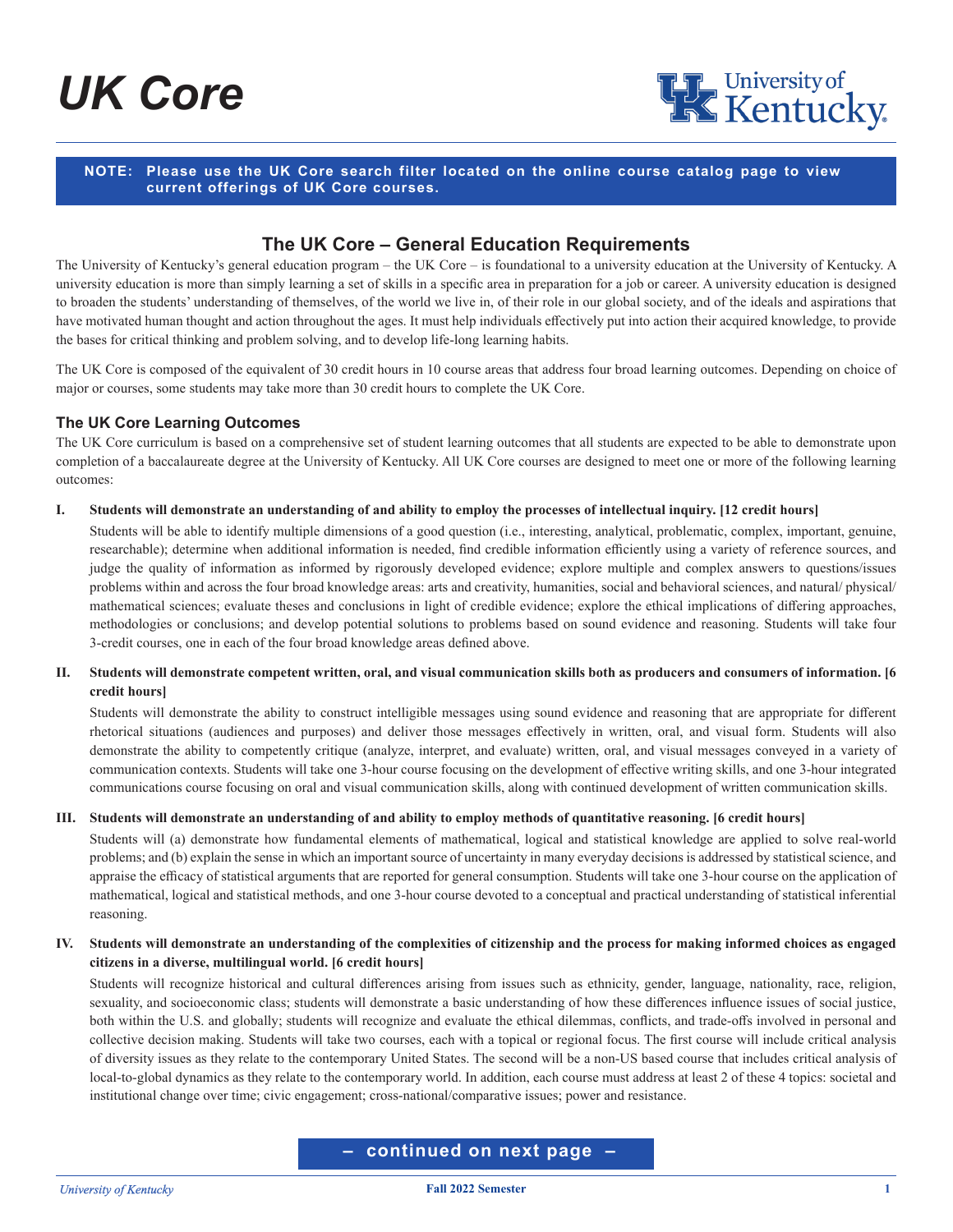# UK Core

**NOTE: Please use the UK Core search filter located on the online course catalog page to view current offerings of UK Core courses.**

## The UK Core – General Education Requirements

The University of Kentucky's general education program – the UK Core – is foundational to a university education at the University of Kentucky. A university education is more than simply learning a set of skills in a specific area in preparation for a job or career. A university education is designed to broaden the students' understanding of themselves, of the world we live in, of their role in our global society, and of the ideals and aspirations that have motivated human thought and action throughout the ages. It must help individuals effectively put into action their acquired knowledge, to provide the bases for critical thinking and problem solving, and to develop life-long learning habits.

The UK Core is composed of the equivalent of 30 credit hours in 10 course areas that address four broad learning outcomes. Depending on choice of major or courses, some students may take more than 30 credit hours to complete the UK Core.

### The UK Core Learning Outcomes

The UK Core curriculum is based on a comprehensive set of student learning outcomes that all students are expected to be able to demonstrate upon completion of a baccalaureate degree at the University of Kentucky. All UK Core courses are designed to meet one or more of the following learning outcomes:

**I. Students will demonstrate an understanding of and ability to employ the processes of intellectual inquiry. [12 credit hours]**

Students will be able to identify multiple dimensions of a good question (i.e., interesting, analytical, problematic, complex, important, genuine, researchable); determine when additional information is needed, find credible information efficiently using a variety of reference sources, and judge the quality of information as informed by rigorously developed evidence; explore multiple and complex answers to questions/issues problems within and across the four broad knowledge areas: arts and creativity, humanities, social and behavioral sciences, and natural/ physical/ mathematical sciences; evaluate theses and conclusions in light of credible evidence; explore the ethical implications of differing approaches, methodologies or conclusions; and develop potential solutions to problems based on sound evidence and reasoning. Students will take four 3-credit courses, one in each of the four broad knowledge areas defined above.

**II. Students will demonstrate competent written, oral, and visual communication skills both as producers and consumers of information. [6 credit hours]**

Students will demonstrate the ability to construct intelligible messages using sound evidence and reasoning that are appropriate for different rhetorical situations (audiences and purposes) and deliver those messages effectively in written, oral, and visual form. Students will also demonstrate the ability to competently critique (analyze, interpret, and evaluate) written, oral, and visual messages conveyed in a variety of communication contexts. Students will take one 3-hour course focusing on the development of effective writing skills, and one 3-hour integrated communications course focusing on oral and visual communication skills, along with continued development of written communication skills.

**III. Students will demonstrate an understanding of and ability to employ methods of quantitative reasoning. [6 credit hours]**

Students will (a) demonstrate how fundamental elements of mathematical, logical and statistical knowledge are applied to solve real-world problems; and (b) explain the sense in which an important source of uncertainty in many everyday decisions is addressed by statistical science, and appraise the efficacy of statistical arguments that are reported for general consumption. Students will take one 3-hour course on the application of mathematical, logical and statistical methods, and one 3-hour course devoted to a conceptual and practical understanding of statistical inferential reasoning.

**IV. Students will demonstrate an understanding of the complexities of citizenship and the process for making informed choices as engaged citizens in a diverse, multilingual world. [6 credit hours]**

Students will recognize historical and cultural differences arising from issues such as ethnicity, gender, language, nationality, race, religion, sexuality, and socioeconomic class; students will demonstrate a basic understanding of how these differences influence issues of social justice, both within the U.S. and globally; students will recognize and evaluate the ethical dilemmas, conflicts, and trade-offs involved in personal and collective decision making. Students will take two courses, each with a topical or regional focus. The first course will include critical analysis of diversity issues as they relate to the contemporary United States. The second will be a non-US based course that includes critical analysis of local-to-global dynamics as they relate to the contemporary world. In addition, each course must address at least 2 of these 4 topics: societal and institutional change over time; civic engagement; cross-national/comparative issues; power and resistance.

**– continued on next page –**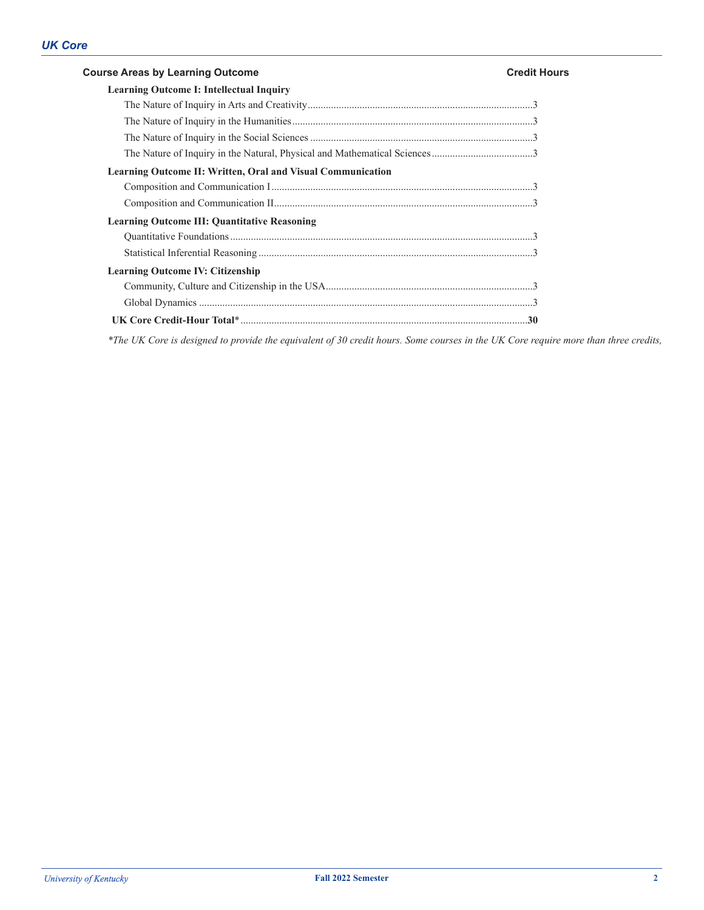## UK Core

| Course Areas by Learning Outcome | Credit Hours |
| --- | --- |
| **Learning Outcome I: Intellectual Inquiry** | |
| The Nature of Inquiry in Arts and Creativity | 3 |
| The Nature of Inquiry in the Humanities | 3 |
| The Nature of Inquiry in the Social Sciences | 3 |
| The Nature of Inquiry in the Natural, Physical and Mathematical Sciences | 3 |
| **Learning Outcome II: Written, Oral and Visual Communication** | |
| Composition and Communication I | 3 |
| Composition and Communication II | 3 |
| **Learning Outcome III: Quantitative Reasoning** | |
| Quantitative Foundations | 3 |
| Statistical Inferential Reasoning | 3 |
| **Learning Outcome IV: Citizenship** | |
| Community, Culture and Citizenship in the USA | 3 |
| Global Dynamics | 3 |
| **UK Core Credit-Hour Total*** | **30** |

*\*The UK Core is designed to provide the equivalent of 30 credit hours. Some courses in the UK Core require more than three credits,*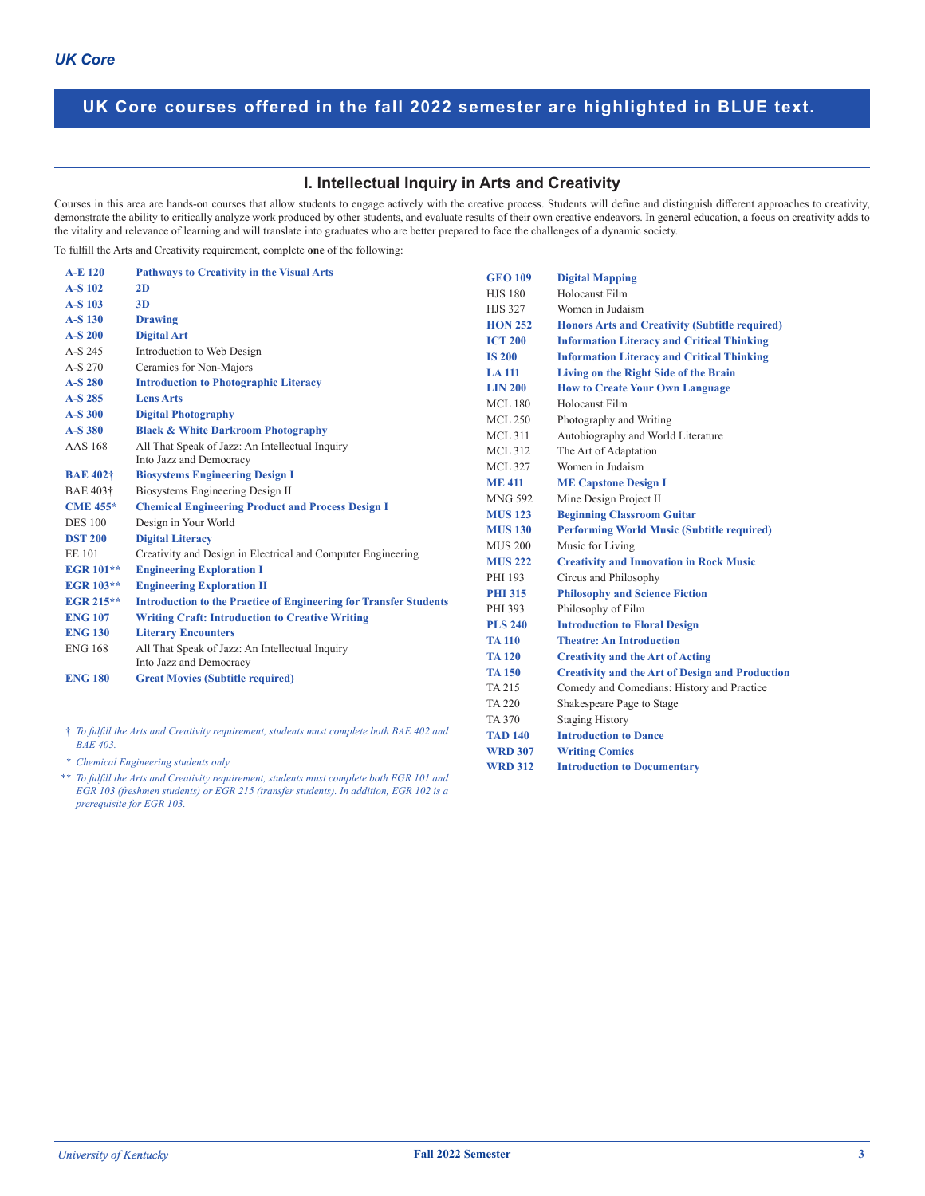**UK Core courses offered in the fall 2022 semester are highlighted in BLUE text.**

## I. Intellectual Inquiry in Arts and Creativity

Courses in this area are hands-on courses that allow students to engage actively with the creative process. Students will define and distinguish different approaches to creativity, demonstrate the ability to critically analyze work produced by other students, and evaluate results of their own creative endeavors. In general education, a focus on creativity adds to the vitality and relevance of learning and will translate into graduates who are better prepared to face the challenges of a dynamic society.

To fulfill the Arts and Creativity requirement, complete **one** of the following:

| Course | Title |
|---|---|
| **A-E 120** | **Pathways to Creativity in the Visual Arts** |
| **A-S 102** | **2D** |
| **A-S 103** | **3D** |
| **A-S 130** | **Drawing** |
| **A-S 200** | **Digital Art** |
| A-S 245 | Introduction to Web Design |
| A-S 270 | Ceramics for Non-Majors |
| **A-S 280** | **Introduction to Photographic Literacy** |
| **A-S 285** | **Lens Arts** |
| **A-S 300** | **Digital Photography** |
| **A-S 380** | **Black & White Darkroom Photography** |
| AAS 168 | All That Speak of Jazz: An Intellectual Inquiry Into Jazz and Democracy |
| **BAE 402†** | **Biosystems Engineering Design I** |
| BAE 403† | Biosystems Engineering Design II |
| **CME 455*** | **Chemical Engineering Product and Process Design I** |
| DES 100 | Design in Your World |
| **DST 200** | **Digital Literacy** |
| EE 101 | Creativity and Design in Electrical and Computer Engineering |
| **EGR 101**** | **Engineering Exploration I** |
| **EGR 103**** | **Engineering Exploration II** |
| **EGR 215**** | **Introduction to the Practice of Engineering for Transfer Students** |
| **ENG 107** | **Writing Craft: Introduction to Creative Writing** |
| **ENG 130** | **Literary Encounters** |
| ENG 168 | All That Speak of Jazz: An Intellectual Inquiry Into Jazz and Democracy |
| **ENG 180** | **Great Movies (Subtitle required)** |
| **GEO 109** | **Digital Mapping** |
| HJS 180 | Holocaust Film |
| HJS 327 | Women in Judaism |
| **HON 252** | **Honors Arts and Creativity (Subtitle required)** |
| **ICT 200** | **Information Literacy and Critical Thinking** |
| **IS 200** | **Information Literacy and Critical Thinking** |
| **LA 111** | **Living on the Right Side of the Brain** |
| **LIN 200** | **How to Create Your Own Language** |
| MCL 180 | Holocaust Film |
| MCL 250 | Photography and Writing |
| MCL 311 | Autobiography and World Literature |
| MCL 312 | The Art of Adaptation |
| MCL 327 | Women in Judaism |
| **ME 411** | **ME Capstone Design I** |
| MNG 592 | Mine Design Project II |
| **MUS 123** | **Beginning Classroom Guitar** |
| **MUS 130** | **Performing World Music (Subtitle required)** |
| MUS 200 | Music for Living |
| **MUS 222** | **Creativity and Innovation in Rock Music** |
| PHI 193 | Circus and Philosophy |
| **PHI 315** | **Philosophy and Science Fiction** |
| PHI 393 | Philosophy of Film |
| **PLS 240** | **Introduction to Floral Design** |
| **TA 110** | **Theatre: An Introduction** |
| **TA 120** | **Creativity and the Art of Acting** |
| **TA 150** | **Creativity and the Art of Design and Production** |
| TA 215 | Comedy and Comedians: History and Practice |
| TA 220 | Shakespeare Page to Stage |
| TA 370 | Staging History |
| **TAD 140** | **Introduction to Dance** |
| **WRD 307** | **Writing Comics** |
| **WRD 312** | **Introduction to Documentary** |

† *To fulfill the Arts and Creativity requirement, students must complete both BAE 402 and BAE 403.*

\* *Chemical Engineering students only.*

** *To fulfill the Arts and Creativity requirement, students must complete both EGR 101 and EGR 103 (freshmen students) or EGR 215 (transfer students). In addition, EGR 102 is a prerequisite for EGR 103.*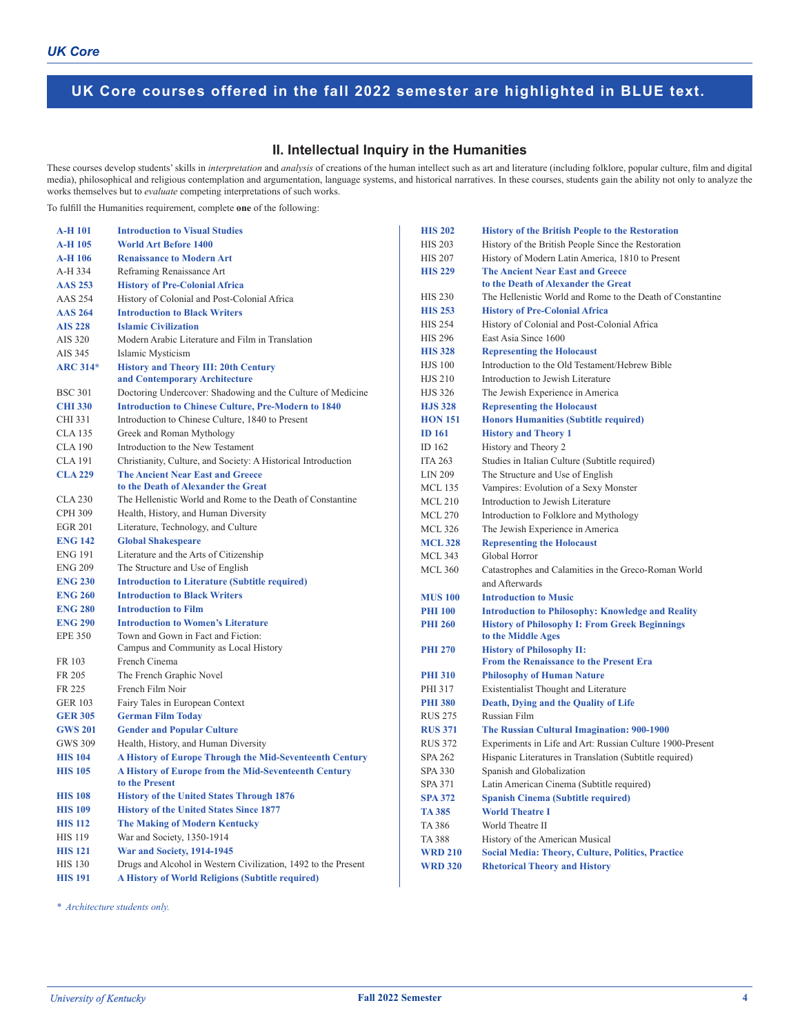## UK Core courses offered in the fall 2022 semester are highlighted in BLUE text.

### II. Intellectual Inquiry in the Humanities

These courses develop students' skills in *interpretation* and *analysis* of creations of the human intellect such as art and literature (including folklore, popular culture, film and digital media), philosophical and religious contemplation and argumentation, language systems, and historical narratives. In these courses, students gain the ability not only to analyze the works themselves but to *evaluate* competing interpretations of such works.

To fulfill the Humanities requirement, complete **one** of the following:

| Course | Title |
|---|---|
| **A-H 101** | **Introduction to Visual Studies** |
| **A-H 105** | **World Art Before 1400** |
| **A-H 106** | **Renaissance to Modern Art** |
| A-H 334 | Reframing Renaissance Art |
| **AAS 253** | **History of Pre-Colonial Africa** |
| AAS 254 | History of Colonial and Post-Colonial Africa |
| **AAS 264** | **Introduction to Black Writers** |
| **AIS 228** | **Islamic Civilization** |
| AIS 320 | Modern Arabic Literature and Film in Translation |
| AIS 345 | Islamic Mysticism |
| **ARC 314*** | **History and Theory III: 20th Century and Contemporary Architecture** |
| BSC 301 | Doctoring Undercover: Shadowing and the Culture of Medicine |
| **CHI 330** | **Introduction to Chinese Culture, Pre-Modern to 1840** |
| CHI 331 | Introduction to Chinese Culture, 1840 to Present |
| CLA 135 | Greek and Roman Mythology |
| CLA 190 | Introduction to the New Testament |
| CLA 191 | Christianity, Culture, and Society: A Historical Introduction |
| **CLA 229** | **The Ancient Near East and Greece to the Death of Alexander the Great** |
| CLA 230 | The Hellenistic World and Rome to the Death of Constantine |
| CPH 309 | Health, History, and Human Diversity |
| EGR 201 | Literature, Technology, and Culture |
| **ENG 142** | **Global Shakespeare** |
| ENG 191 | Literature and the Arts of Citizenship |
| ENG 209 | The Structure and Use of English |
| **ENG 230** | **Introduction to Literature (Subtitle required)** |
| **ENG 260** | **Introduction to Black Writers** |
| **ENG 280** | **Introduction to Film** |
| **ENG 290** | **Introduction to Women's Literature** |
| EPE 350 | Town and Gown in Fact and Fiction: Campus and Community as Local History |
| FR 103 | French Cinema |
| FR 205 | The French Graphic Novel |
| FR 225 | French Film Noir |
| GER 103 | Fairy Tales in European Context |
| **GER 305** | **German Film Today** |
| **GWS 201** | **Gender and Popular Culture** |
| GWS 309 | Health, History, and Human Diversity |
| **HIS 104** | **A History of Europe Through the Mid-Seventeenth Century** |
| **HIS 105** | **A History of Europe from the Mid-Seventeenth Century to the Present** |
| **HIS 108** | **History of the United States Through 1876** |
| **HIS 109** | **History of the United States Since 1877** |
| **HIS 112** | **The Making of Modern Kentucky** |
| HIS 119 | War and Society, 1350-1914 |
| **HIS 121** | **War and Society, 1914-1945** |
| HIS 130 | Drugs and Alcohol in Western Civilization, 1492 to the Present |
| **HIS 191** | **A History of World Religions (Subtitle required)** |
| **HIS 202** | **History of the British People to the Restoration** |
| HIS 203 | History of the British People Since the Restoration |
| HIS 207 | History of Modern Latin America, 1810 to Present |
| **HIS 229** | **The Ancient Near East and Greece to the Death of Alexander the Great** |
| HIS 230 | The Hellenistic World and Rome to the Death of Constantine |
| **HIS 253** | **History of Pre-Colonial Africa** |
| HIS 254 | History of Colonial and Post-Colonial Africa |
| HIS 296 | East Asia Since 1600 |
| **HIS 328** | **Representing the Holocaust** |
| HJS 100 | Introduction to the Old Testament/Hebrew Bible |
| HJS 210 | Introduction to Jewish Literature |
| HJS 326 | The Jewish Experience in America |
| **HJS 328** | **Representing the Holocaust** |
| **HON 151** | **Honors Humanities (Subtitle required)** |
| **ID 161** | **History and Theory 1** |
| ID 162 | History and Theory 2 |
| ITA 263 | Studies in Italian Culture (Subtitle required) |
| LIN 209 | The Structure and Use of English |
| MCL 135 | Vampires: Evolution of a Sexy Monster |
| MCL 210 | Introduction to Jewish Literature |
| MCL 270 | Introduction to Folklore and Mythology |
| MCL 326 | The Jewish Experience in America |
| **MCL 328** | **Representing the Holocaust** |
| MCL 343 | Global Horror |
| MCL 360 | Catastrophes and Calamities in the Greco-Roman World and Afterwards |
| **MUS 100** | **Introduction to Music** |
| **PHI 100** | **Introduction to Philosophy: Knowledge and Reality** |
| **PHI 260** | **History of Philosophy I: From Greek Beginnings to the Middle Ages** |
| **PHI 270** | **History of Philosophy II: From the Renaissance to the Present Era** |
| **PHI 310** | **Philosophy of Human Nature** |
| PHI 317 | Existentialist Thought and Literature |
| **PHI 380** | **Death, Dying and the Quality of Life** |
| RUS 275 | Russian Film |
| **RUS 371** | **The Russian Cultural Imagination: 900-1900** |
| RUS 372 | Experiments in Life and Art: Russian Culture 1900-Present |
| SPA 262 | Hispanic Literatures in Translation (Subtitle required) |
| SPA 330 | Spanish and Globalization |
| SPA 371 | Latin American Cinema (Subtitle required) |
| **SPA 372** | **Spanish Cinema (Subtitle required)** |
| **TA 385** | **World Theatre I** |
| TA 386 | World Theatre II |
| TA 388 | History of the American Musical |
| **WRD 210** | **Social Media: Theory, Culture, Politics, Practice** |
| **WRD 320** | **Rhetorical Theory and History** |

*\* Architecture students only.*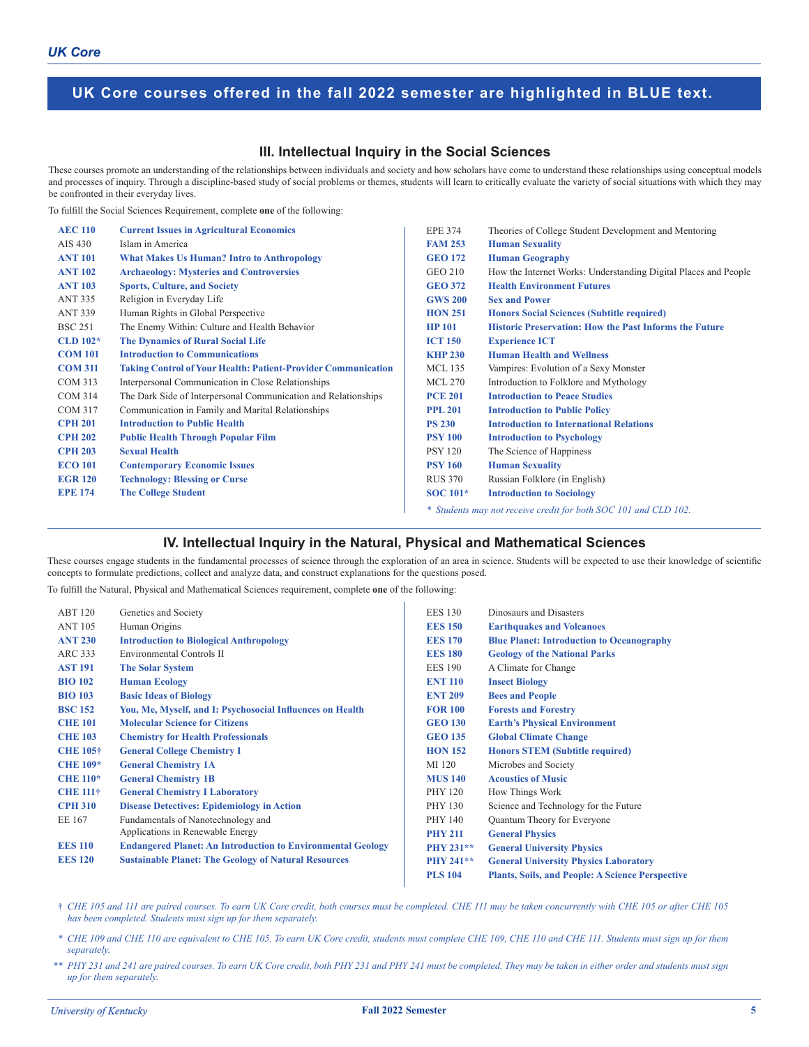**UK Core courses offered in the fall 2022 semester are highlighted in BLUE text.**

## III. Intellectual Inquiry in the Social Sciences

These courses promote an understanding of the relationships between individuals and society and how scholars have come to understand these relationships using conceptual models and processes of inquiry. Through a discipline-based study of social problems or themes, students will learn to critically evaluate the variety of social situations with which they may be confronted in their everyday lives.

To fulfill the Social Sciences Requirement, complete **one** of the following:

| Course | Title |
|---|---|
| **AEC 110** | **Current Issues in Agricultural Economics** |
| AIS 430 | Islam in America |
| **ANT 101** | **What Makes Us Human? Intro to Anthropology** |
| **ANT 102** | **Archaeology: Mysteries and Controversies** |
| **ANT 103** | **Sports, Culture, and Society** |
| ANT 335 | Religion in Everyday Life |
| ANT 339 | Human Rights in Global Perspective |
| BSC 251 | The Enemy Within: Culture and Health Behavior |
| **CLD 102*** | **The Dynamics of Rural Social Life** |
| **COM 101** | **Introduction to Communications** |
| **COM 311** | **Taking Control of Your Health: Patient-Provider Communication** |
| COM 313 | Interpersonal Communication in Close Relationships |
| COM 314 | The Dark Side of Interpersonal Communication and Relationships |
| COM 317 | Communication in Family and Marital Relationships |
| **CPH 201** | **Introduction to Public Health** |
| **CPH 202** | **Public Health Through Popular Film** |
| **CPH 203** | **Sexual Health** |
| **ECO 101** | **Contemporary Economic Issues** |
| **EGR 120** | **Technology: Blessing or Curse** |
| **EPE 174** | **The College Student** |
| EPE 374 | Theories of College Student Development and Mentoring |
| **FAM 253** | **Human Sexuality** |
| **GEO 172** | **Human Geography** |
| GEO 210 | How the Internet Works: Understanding Digital Places and People |
| **GEO 372** | **Health Environment Futures** |
| **GWS 200** | **Sex and Power** |
| **HON 251** | **Honors Social Sciences (Subtitle required)** |
| **HP 101** | **Historic Preservation: How the Past Informs the Future** |
| **ICT 150** | **Experience ICT** |
| **KHP 230** | **Human Health and Wellness** |
| MCL 135 | Vampires: Evolution of a Sexy Monster |
| MCL 270 | Introduction to Folklore and Mythology |
| **PCE 201** | **Introduction to Peace Studies** |
| **PPL 201** | **Introduction to Public Policy** |
| **PS 230** | **Introduction to International Relations** |
| **PSY 100** | **Introduction to Psychology** |
| PSY 120 | The Science of Happiness |
| **PSY 160** | **Human Sexuality** |
| RUS 370 | Russian Folklore (in English) |
| **SOC 101*** | **Introduction to Sociology** |

*\* Students may not receive credit for both SOC 101 and CLD 102.*

## IV. Intellectual Inquiry in the Natural, Physical and Mathematical Sciences

These courses engage students in the fundamental processes of science through the exploration of an area in science. Students will be expected to use their knowledge of scientific concepts to formulate predictions, collect and analyze data, and construct explanations for the questions posed.

To fulfill the Natural, Physical and Mathematical Sciences requirement, complete **one** of the following:

| Course | Title |
|---|---|
| ABT 120 | Genetics and Society |
| ANT 105 | Human Origins |
| **ANT 230** | **Introduction to Biological Anthropology** |
| ARC 333 | Environmental Controls II |
| **AST 191** | **The Solar System** |
| **BIO 102** | **Human Ecology** |
| **BIO 103** | **Basic Ideas of Biology** |
| **BSC 152** | **You, Me, Myself, and I: Psychosocial Influences on Health** |
| **CHE 101** | **Molecular Science for Citizens** |
| **CHE 103** | **Chemistry for Health Professionals** |
| **CHE 105†** | **General College Chemistry I** |
| **CHE 109*** | **General Chemistry 1A** |
| **CHE 110*** | **General Chemistry 1B** |
| **CHE 111†** | **General Chemistry I Laboratory** |
| **CPH 310** | **Disease Detectives: Epidemiology in Action** |
| EE 167 | Fundamentals of Nanotechnology and Applications in Renewable Energy |
| **EES 110** | **Endangered Planet: An Introduction to Environmental Geology** |
| **EES 120** | **Sustainable Planet: The Geology of Natural Resources** |
| EES 130 | Dinosaurs and Disasters |
| **EES 150** | **Earthquakes and Volcanoes** |
| **EES 170** | **Blue Planet: Introduction to Oceanography** |
| **EES 180** | **Geology of the National Parks** |
| EES 190 | A Climate for Change |
| **ENT 110** | **Insect Biology** |
| **ENT 209** | **Bees and People** |
| **FOR 100** | **Forests and Forestry** |
| **GEO 130** | **Earth's Physical Environment** |
| **GEO 135** | **Global Climate Change** |
| **HON 152** | **Honors STEM (Subtitle required)** |
| MI 120 | Microbes and Society |
| **MUS 140** | **Acoustics of Music** |
| PHY 120 | How Things Work |
| PHY 130 | Science and Technology for the Future |
| PHY 140 | Quantum Theory for Everyone |
| **PHY 211** | **General Physics** |
| **PHY 231**** | **General University Physics** |
| **PHY 241**** | **General University Physics Laboratory** |
| **PLS 104** | **Plants, Soils, and People: A Science Perspective** |

*† CHE 105 and 111 are paired courses. To earn UK Core credit, both courses must be completed. CHE 111 may be taken concurrently with CHE 105 or after CHE 105 has been completed. Students must sign up for them separately.*

*\* CHE 109 and CHE 110 are equivalent to CHE 105. To earn UK Core credit, students must complete CHE 109, CHE 110 and CHE 111. Students must sign up for them separately.*

*\*\* PHY 231 and 241 are paired courses. To earn UK Core credit, both PHY 231 and PHY 241 must be completed. They may be taken in either order and students must sign up for them separately.*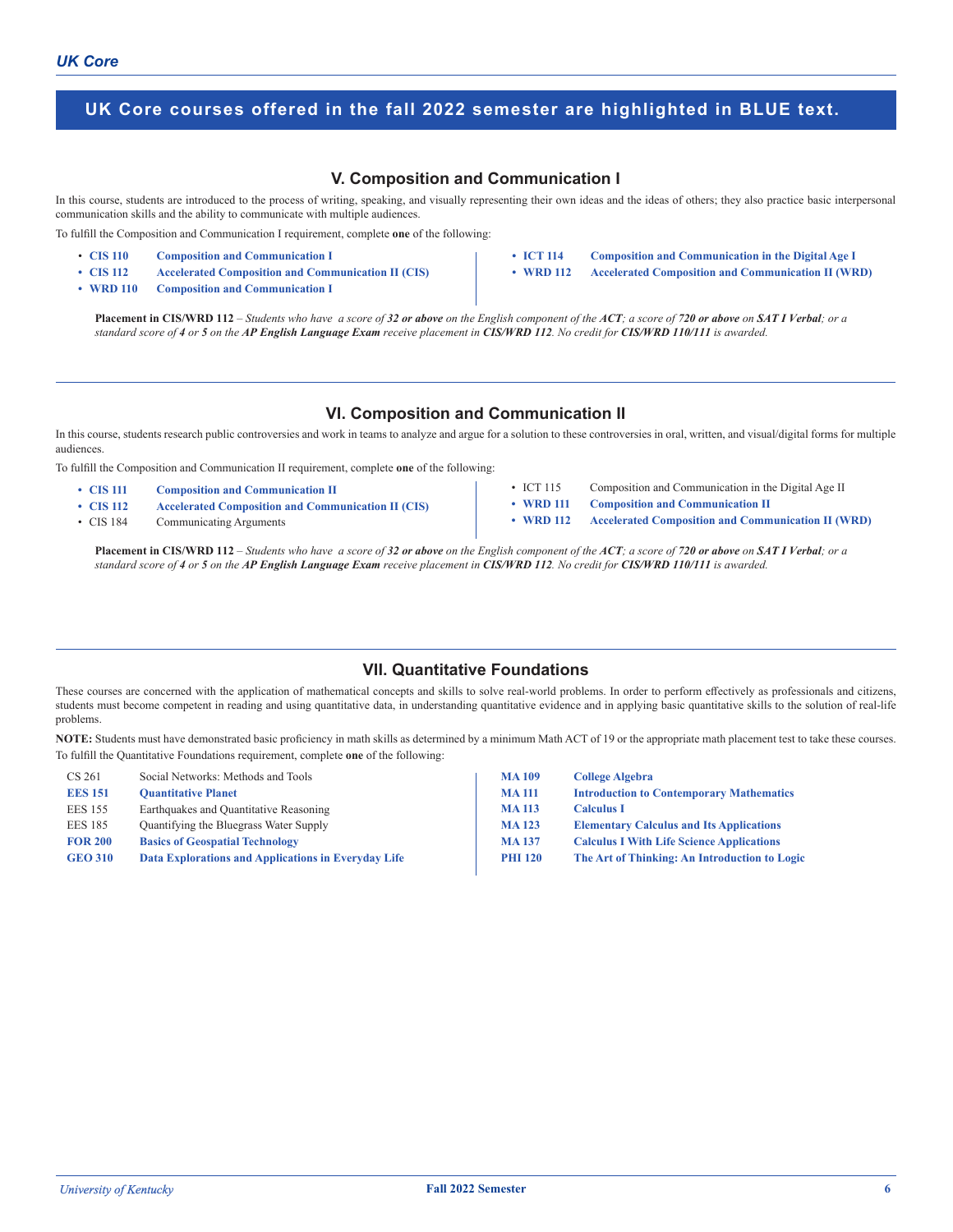## UK Core courses offered in the fall 2022 semester are highlighted in BLUE text.

## V. Composition and Communication I

In this course, students are introduced to the process of writing, speaking, and visually representing their own ideas and the ideas of others; they also practice basic interpersonal communication skills and the ability to communicate with multiple audiences.

To fulfill the Composition and Communication I requirement, complete **one** of the following:

- **CIS 110 Composition and Communication I**
- **CIS 112 Accelerated Composition and Communication II (CIS)**
- **WRD 110 Composition and Communication I**
- **ICT 114 Composition and Communication in the Digital Age I**
- **WRD 112 Accelerated Composition and Communication II (WRD)**

**Placement in CIS/WRD 112** – *Students who have a score of **32 or above** on the English component of the **ACT**; a score of **720 or above** on **SAT I Verbal**; or a standard score of **4** or **5** on the **AP English Language Exam** receive placement in **CIS/WRD 112**. No credit for **CIS/WRD 110/111** is awarded.*

## VI. Composition and Communication II

In this course, students research public controversies and work in teams to analyze and argue for a solution to these controversies in oral, written, and visual/digital forms for multiple audiences.

To fulfill the Composition and Communication II requirement, complete **one** of the following:

- **CIS 111 Composition and Communication II**
- **CIS 112 Accelerated Composition and Communication II (CIS)**
- CIS 184 Communicating Arguments
- ICT 115 Composition and Communication in the Digital Age II
- **WRD 111 Composition and Communication II**
- **WRD 112 Accelerated Composition and Communication II (WRD)**

**Placement in CIS/WRD 112** – *Students who have a score of **32 or above** on the English component of the **ACT**; a score of **720 or above** on **SAT I Verbal**; or a standard score of **4** or **5** on the **AP English Language Exam** receive placement in **CIS/WRD 112**. No credit for **CIS/WRD 110/111** is awarded.*

## VII. Quantitative Foundations

These courses are concerned with the application of mathematical concepts and skills to solve real-world problems. In order to perform effectively as professionals and citizens, students must become competent in reading and using quantitative data, in understanding quantitative evidence and in applying basic quantitative skills to the solution of real-life problems.

**NOTE:** Students must have demonstrated basic proficiency in math skills as determined by a minimum Math ACT of 19 or the appropriate math placement test to take these courses.

To fulfill the Quantitative Foundations requirement, complete **one** of the following:

- CS 261 Social Networks: Methods and Tools
- **EES 151 Quantitative Planet**
- EES 155 Earthquakes and Quantitative Reasoning
- EES 185 Quantifying the Bluegrass Water Supply
- **FOR 200 Basics of Geospatial Technology**
- **GEO 310 Data Explorations and Applications in Everyday Life**
- **MA 109 College Algebra**
- **MA 111 Introduction to Contemporary Mathematics**
- **MA 113 Calculus I**
- **MA 123 Elementary Calculus and Its Applications**
- **MA 137 Calculus I With Life Science Applications**
- **PHI 120 The Art of Thinking: An Introduction to Logic**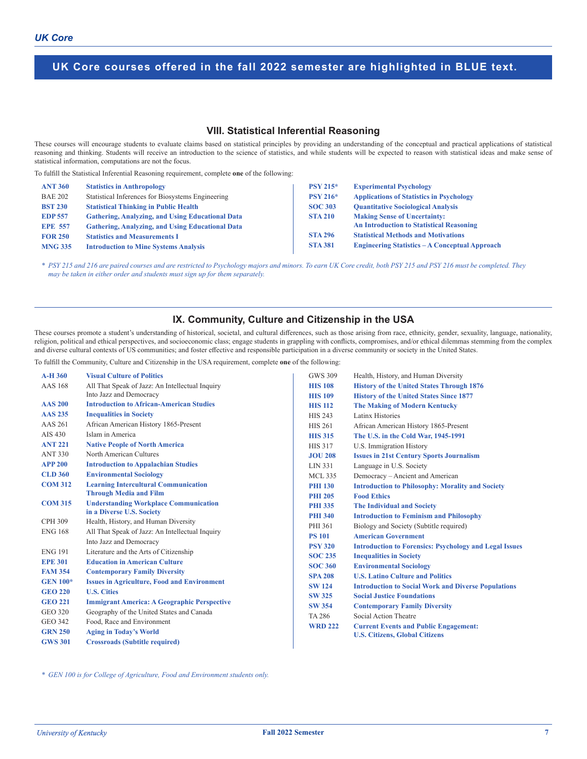**UK Core courses offered in the fall 2022 semester are highlighted in BLUE text.**

## VIII. Statistical Inferential Reasoning

These courses will encourage students to evaluate claims based on statistical principles by providing an understanding of the conceptual and practical applications of statistical reasoning and thinking. Students will receive an introduction to the science of statistics, and while students will be expected to reason with statistical ideas and make sense of statistical information, computations are not the focus.

To fulfill the Statistical Inferential Reasoning requirement, complete **one** of the following:

| Course | Title |
|---|---|
| **ANT 360** | **Statistics in Anthropology** |
| BAE 202 | Statistical Inferences for Biosystems Engineering |
| **BST 230** | **Statistical Thinking in Public Health** |
| **EDP 557** | **Gathering, Analyzing, and Using Educational Data** |
| **EPE 557** | **Gathering, Analyzing, and Using Educational Data** |
| **FOR 250** | **Statistics and Measurements I** |
| **MNG 335** | **Introduction to Mine Systems Analysis** |
| **PSY 215*** | **Experimental Psychology** |
| **PSY 216*** | **Applications of Statistics in Psychology** |
| **SOC 303** | **Quantitative Sociological Analysis** |
| **STA 210** | **Making Sense of Uncertainty: An Introduction to Statistical Reasoning** |
| **STA 296** | **Statistical Methods and Motivations** |
| **STA 381** | **Engineering Statistics – A Conceptual Approach** |

*\* PSY 215 and 216 are paired courses and are restricted to Psychology majors and minors. To earn UK Core credit, both PSY 215 and PSY 216 must be completed. They may be taken in either order and students must sign up for them separately.*

## IX. Community, Culture and Citizenship in the USA

These courses promote a student's understanding of historical, societal, and cultural differences, such as those arising from race, ethnicity, gender, sexuality, language, nationality, religion, political and ethical perspectives, and socioeconomic class; engage students in grappling with conflicts, compromises, and/or ethical dilemmas stemming from the complex and diverse cultural contexts of US communities; and foster effective and responsible participation in a diverse community or society in the United States.

To fulfill the Community, Culture and Citizenship in the USA requirement, complete **one** of the following:

| Course | Title |
|---|---|
| **A-H 360** | **Visual Culture of Politics** |
| AAS 168 | All That Speak of Jazz: An Intellectual Inquiry Into Jazz and Democracy |
| **AAS 200** | **Introduction to African-American Studies** |
| **AAS 235** | **Inequalities in Society** |
| AAS 261 | African American History 1865-Present |
| AIS 430 | Islam in America |
| **ANT 221** | **Native People of North America** |
| ANT 330 | North American Cultures |
| **APP 200** | **Introduction to Appalachian Studies** |
| **CLD 360** | **Environmental Sociology** |
| **COM 312** | **Learning Intercultural Communication Through Media and Film** |
| **COM 315** | **Understanding Workplace Communication in a Diverse U.S. Society** |
| CPH 309 | Health, History, and Human Diversity |
| ENG 168 | All That Speak of Jazz: An Intellectual Inquiry Into Jazz and Democracy |
| ENG 191 | Literature and the Arts of Citizenship |
| **EPE 301** | **Education in American Culture** |
| **FAM 354** | **Contemporary Family Diversity** |
| **GEN 100*** | **Issues in Agriculture, Food and Environment** |
| **GEO 220** | **U.S. Cities** |
| **GEO 221** | **Immigrant America: A Geographic Perspective** |
| GEO 320 | Geography of the United States and Canada |
| GEO 342 | Food, Race and Environment |
| **GRN 250** | **Aging in Today's World** |
| **GWS 301** | **Crossroads (Subtitle required)** |
| GWS 309 | Health, History, and Human Diversity |
| **HIS 108** | **History of the United States Through 1876** |
| **HIS 109** | **History of the United States Since 1877** |
| **HIS 112** | **The Making of Modern Kentucky** |
| HIS 243 | Latinx Histories |
| HIS 261 | African American History 1865-Present |
| **HIS 315** | **The U.S. in the Cold War, 1945-1991** |
| HIS 317 | U.S. Immigration History |
| **JOU 208** | **Issues in 21st Century Sports Journalism** |
| LIN 331 | Language in U.S. Society |
| MCL 335 | Democracy – Ancient and American |
| **PHI 130** | **Introduction to Philosophy: Morality and Society** |
| **PHI 205** | **Food Ethics** |
| **PHI 335** | **The Individual and Society** |
| **PHI 340** | **Introduction to Feminism and Philosophy** |
| PHI 361 | Biology and Society (Subtitle required) |
| **PS 101** | **American Government** |
| **PSY 320** | **Introduction to Forensics: Psychology and Legal Issues** |
| **SOC 235** | **Inequalities in Society** |
| **SOC 360** | **Environmental Sociology** |
| **SPA 208** | **U.S. Latino Culture and Politics** |
| **SW 124** | **Introduction to Social Work and Diverse Populations** |
| **SW 325** | **Social Justice Foundations** |
| **SW 354** | **Contemporary Family Diversity** |
| TA 286 | Social Action Theatre |
| **WRD 222** | **Current Events and Public Engagement: U.S. Citizens, Global Citizens** |

*\* GEN 100 is for College of Agriculture, Food and Environment students only.*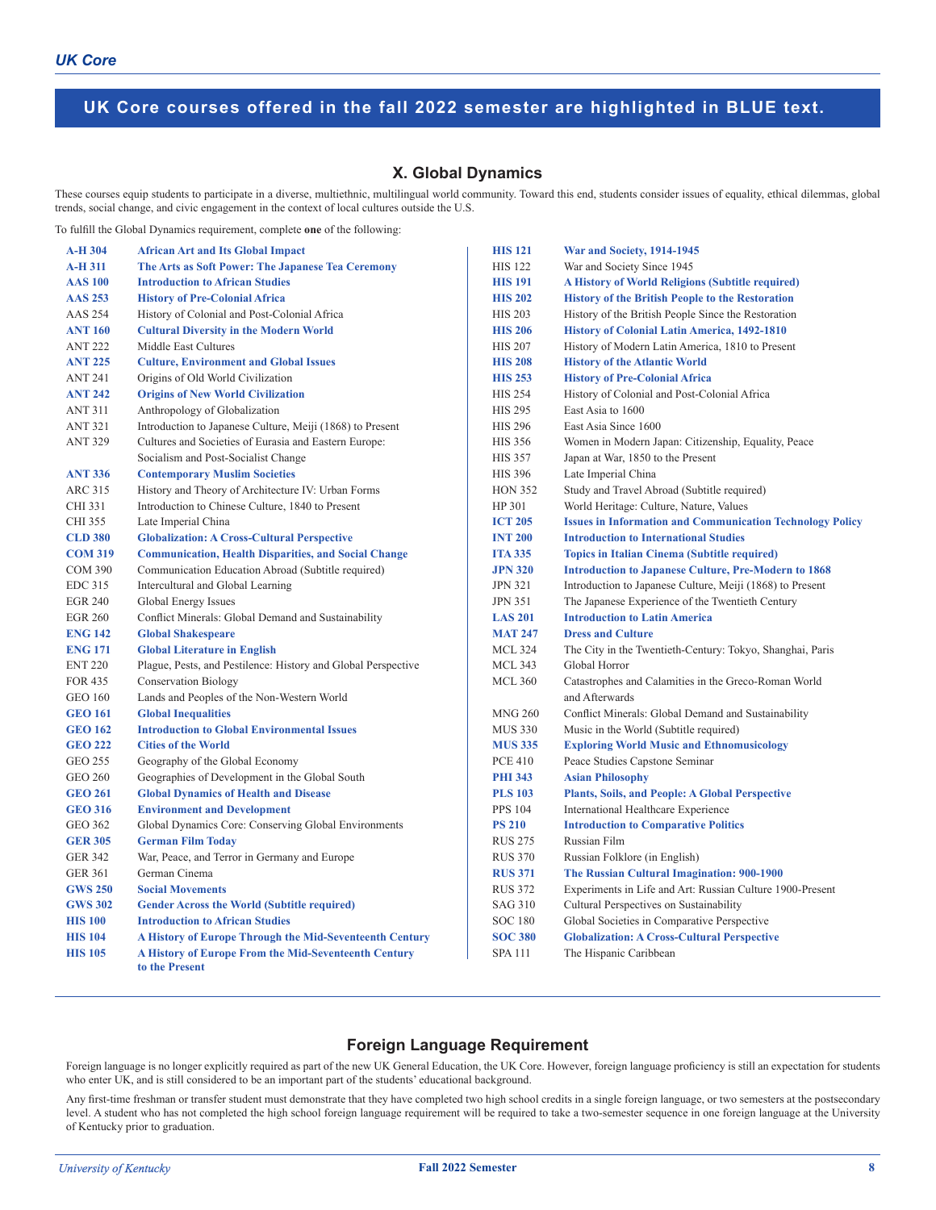## UK Core courses offered in the fall 2022 semester are highlighted in BLUE text.

### X. Global Dynamics

These courses equip students to participate in a diverse, multiethnic, multilingual world community. Toward this end, students consider issues of equality, ethical dilemmas, global trends, social change, and civic engagement in the context of local cultures outside the U.S.

To fulfill the Global Dynamics requirement, complete **one** of the following:

| | |
|---|---|
| **A-H 304** | **African Art and Its Global Impact** |
| **A-H 311** | **The Arts as Soft Power: The Japanese Tea Ceremony** |
| **AAS 100** | **Introduction to African Studies** |
| **AAS 253** | **History of Pre-Colonial Africa** |
| AAS 254 | History of Colonial and Post-Colonial Africa |
| **ANT 160** | **Cultural Diversity in the Modern World** |
| ANT 222 | Middle East Cultures |
| **ANT 225** | **Culture, Environment and Global Issues** |
| ANT 241 | Origins of Old World Civilization |
| **ANT 242** | **Origins of New World Civilization** |
| ANT 311 | Anthropology of Globalization |
| ANT 321 | Introduction to Japanese Culture, Meiji (1868) to Present |
| ANT 329 | Cultures and Societies of Eurasia and Eastern Europe: Socialism and Post-Socialist Change |
| **ANT 336** | **Contemporary Muslim Societies** |
| ARC 315 | History and Theory of Architecture IV: Urban Forms |
| CHI 331 | Introduction to Chinese Culture, 1840 to Present |
| CHI 355 | Late Imperial China |
| **CLD 380** | **Globalization: A Cross-Cultural Perspective** |
| **COM 319** | **Communication, Health Disparities, and Social Change** |
| COM 390 | Communication Education Abroad (Subtitle required) |
| EDC 315 | Intercultural and Global Learning |
| EGR 240 | Global Energy Issues |
| EGR 260 | Conflict Minerals: Global Demand and Sustainability |
| **ENG 142** | **Global Shakespeare** |
| **ENG 171** | **Global Literature in English** |
| ENT 220 | Plague, Pests, and Pestilence: History and Global Perspective |
| FOR 435 | Conservation Biology |
| GEO 160 | Lands and Peoples of the Non-Western World |
| **GEO 161** | **Global Inequalities** |
| **GEO 162** | **Introduction to Global Environmental Issues** |
| **GEO 222** | **Cities of the World** |
| GEO 255 | Geography of the Global Economy |
| GEO 260 | Geographies of Development in the Global South |
| **GEO 261** | **Global Dynamics of Health and Disease** |
| **GEO 316** | **Environment and Development** |
| GEO 362 | Global Dynamics Core: Conserving Global Environments |
| **GER 305** | **German Film Today** |
| GER 342 | War, Peace, and Terror in Germany and Europe |
| GER 361 | German Cinema |
| **GWS 250** | **Social Movements** |
| **GWS 302** | **Gender Across the World (Subtitle required)** |
| **HIS 100** | **Introduction to African Studies** |
| **HIS 104** | **A History of Europe Through the Mid-Seventeenth Century** |
| **HIS 105** | **A History of Europe From the Mid-Seventeenth Century to the Present** |
| **HIS 121** | **War and Society, 1914-1945** |
| HIS 122 | War and Society Since 1945 |
| **HIS 191** | **A History of World Religions (Subtitle required)** |
| **HIS 202** | **History of the British People to the Restoration** |
| HIS 203 | History of the British People Since the Restoration |
| **HIS 206** | **History of Colonial Latin America, 1492-1810** |
| HIS 207 | History of Modern Latin America, 1810 to Present |
| **HIS 208** | **History of the Atlantic World** |
| **HIS 253** | **History of Pre-Colonial Africa** |
| HIS 254 | History of Colonial and Post-Colonial Africa |
| HIS 295 | East Asia to 1600 |
| HIS 296 | East Asia Since 1600 |
| HIS 356 | Women in Modern Japan: Citizenship, Equality, Peace |
| HIS 357 | Japan at War, 1850 to the Present |
| HIS 396 | Late Imperial China |
| HON 352 | Study and Travel Abroad (Subtitle required) |
| HP 301 | World Heritage: Culture, Nature, Values |
| **ICT 205** | **Issues in Information and Communication Technology Policy** |
| **INT 200** | **Introduction to International Studies** |
| **ITA 335** | **Topics in Italian Cinema (Subtitle required)** |
| **JPN 320** | **Introduction to Japanese Culture, Pre-Modern to 1868** |
| JPN 321 | Introduction to Japanese Culture, Meiji (1868) to Present |
| JPN 351 | The Japanese Experience of the Twentieth Century |
| **LAS 201** | **Introduction to Latin America** |
| **MAT 247** | **Dress and Culture** |
| MCL 324 | The City in the Twentieth-Century: Tokyo, Shanghai, Paris |
| MCL 343 | Global Horror |
| MCL 360 | Catastrophes and Calamities in the Greco-Roman World and Afterwards |
| MNG 260 | Conflict Minerals: Global Demand and Sustainability |
| MUS 330 | Music in the World (Subtitle required) |
| **MUS 335** | **Exploring World Music and Ethnomusicology** |
| PCE 410 | Peace Studies Capstone Seminar |
| **PHI 343** | **Asian Philosophy** |
| **PLS 103** | **Plants, Soils, and People: A Global Perspective** |
| PPS 104 | International Healthcare Experience |
| **PS 210** | **Introduction to Comparative Politics** |
| RUS 275 | Russian Film |
| RUS 370 | Russian Folklore (in English) |
| **RUS 371** | **The Russian Cultural Imagination: 900-1900** |
| RUS 372 | Experiments in Life and Art: Russian Culture 1900-Present |
| SAG 310 | Cultural Perspectives on Sustainability |
| SOC 180 | Global Societies in Comparative Perspective |
| **SOC 380** | **Globalization: A Cross-Cultural Perspective** |
| SPA 111 | The Hispanic Caribbean |

### Foreign Language Requirement

Foreign language is no longer explicitly required as part of the new UK General Education, the UK Core. However, foreign language proficiency is still an expectation for students who enter UK, and is still considered to be an important part of the students' educational background.

Any first-time freshman or transfer student must demonstrate that they have completed two high school credits in a single foreign language, or two semesters at the postsecondary level. A student who has not completed the high school foreign language requirement will be required to take a two-semester sequence in one foreign language at the University of Kentucky prior to graduation.